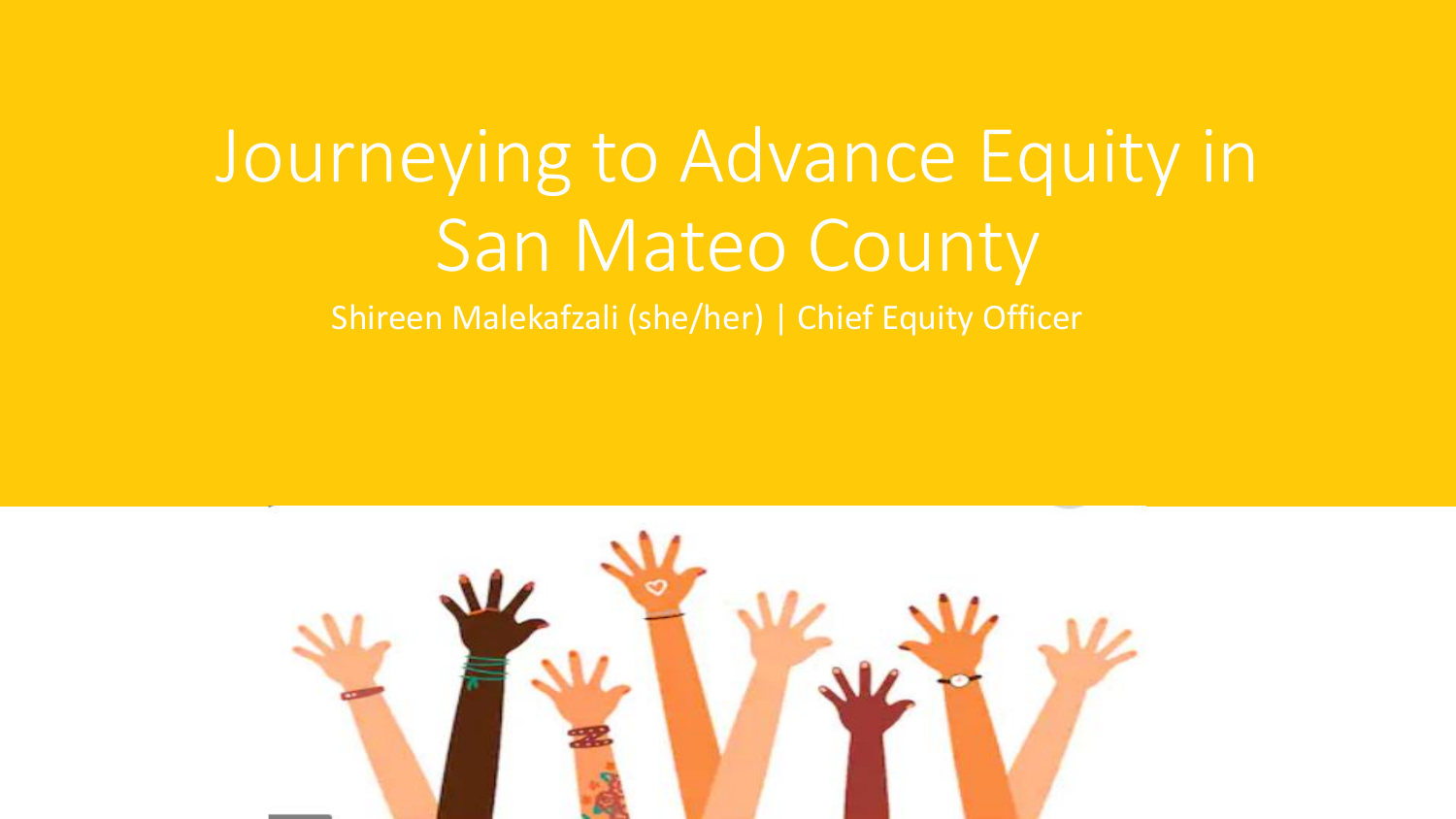# Journeying to Advance Equity in San Mateo County

Shireen Malekafzali (she/her) | Chief Equity Officer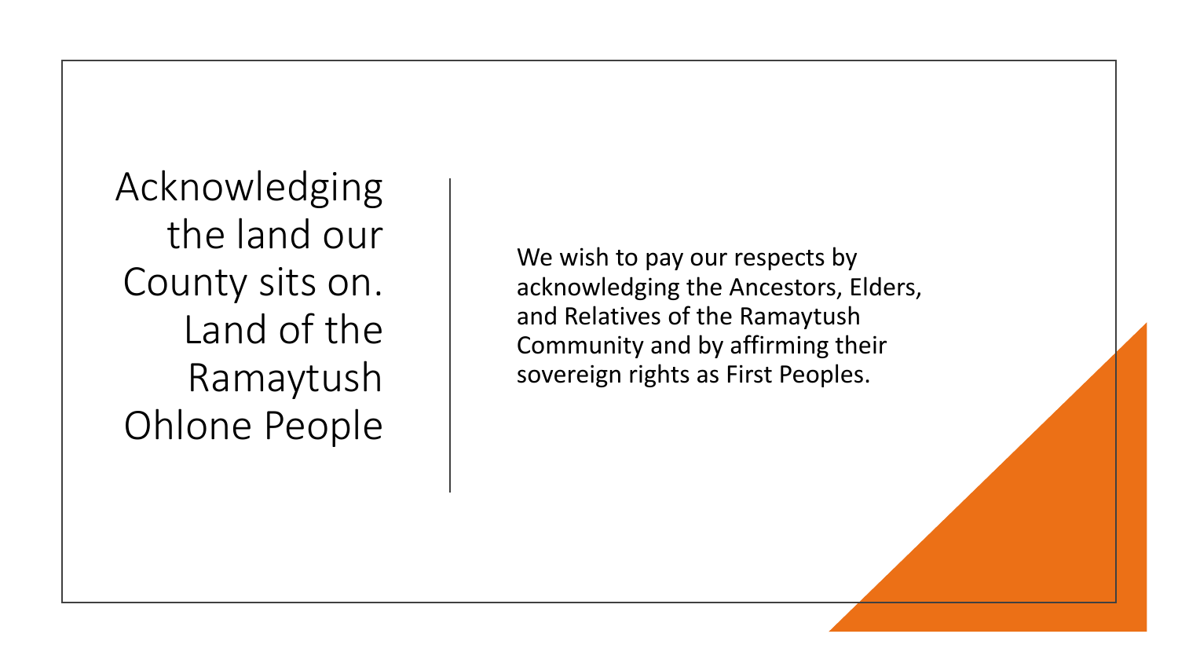# Acknowledging the land our County sits on. Land of the Ramaytush Ohlone People

We wish to pay our respects by acknowledging the Ancestors, Elders, and Relatives of the Ramaytush Community and by affirming their sovereign rights as First Peoples.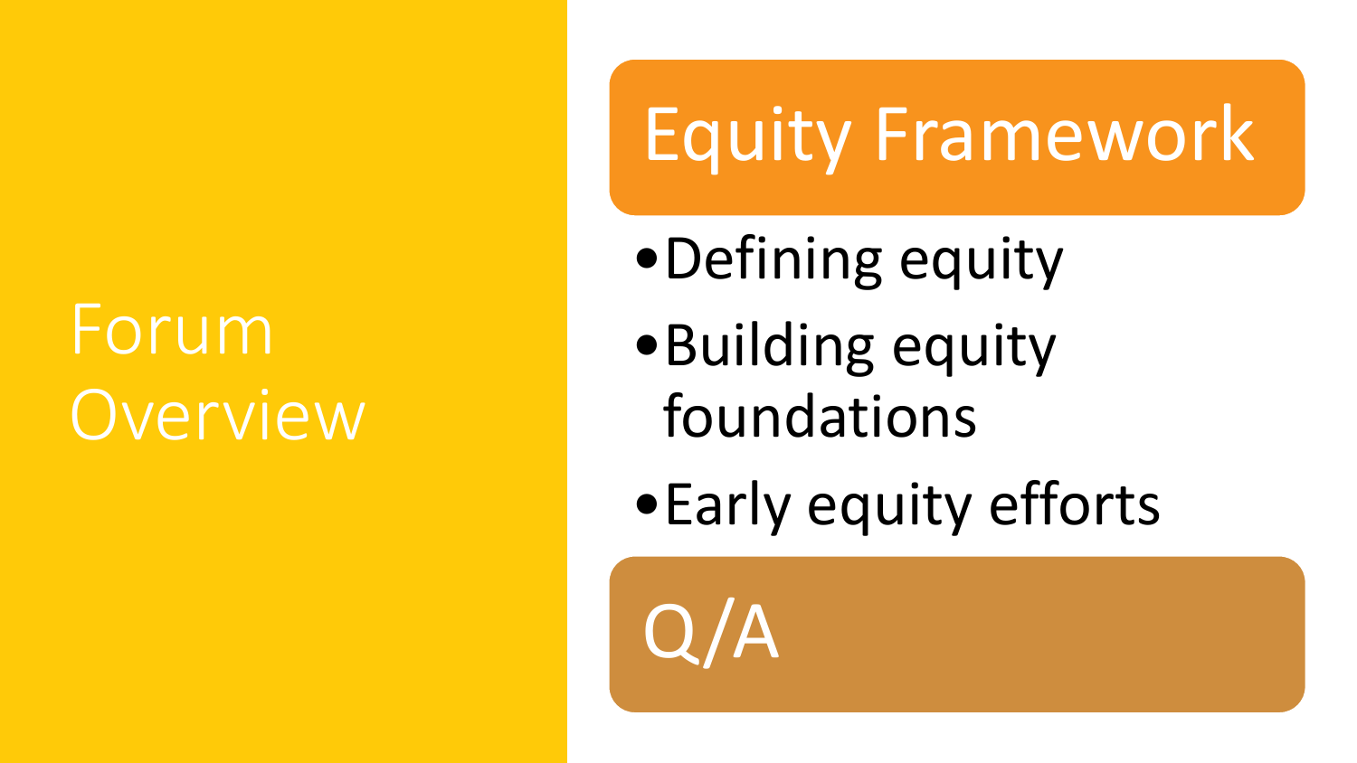# Forum Overview

## Equity Framework

- Defining equity
- Building equity foundations
- Early equity efforts

## Q/A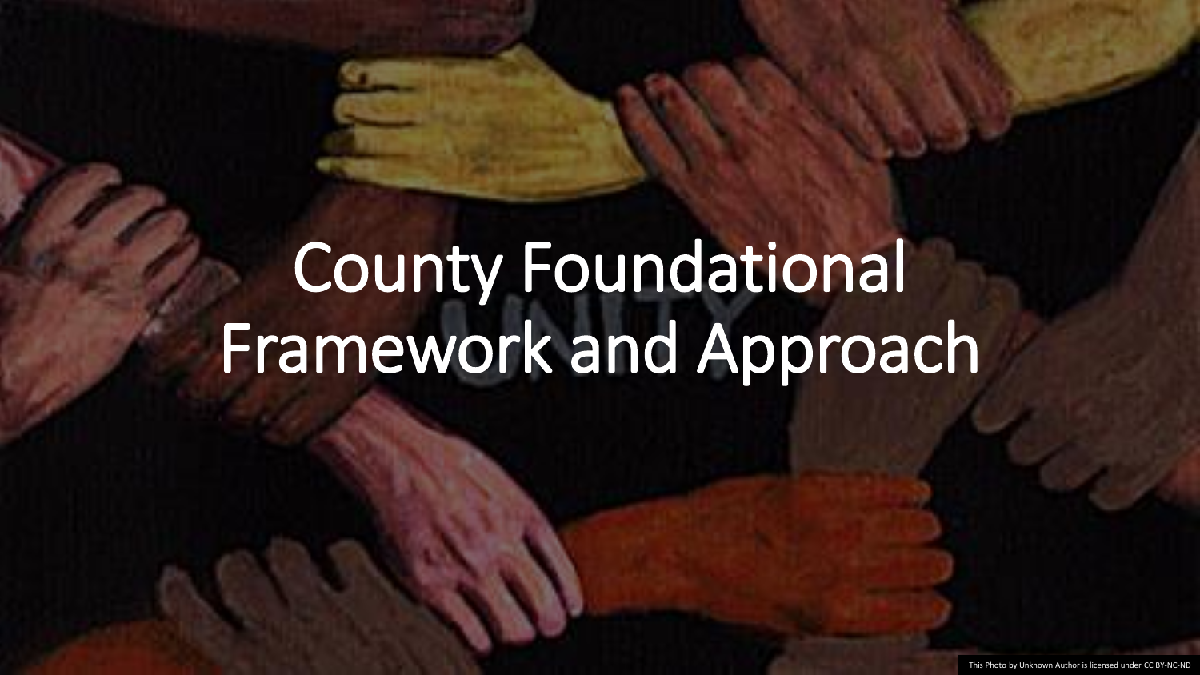# County Foundational Framework and Approach

This Photo by Unknown Author is licensed under CC BY-NC-ND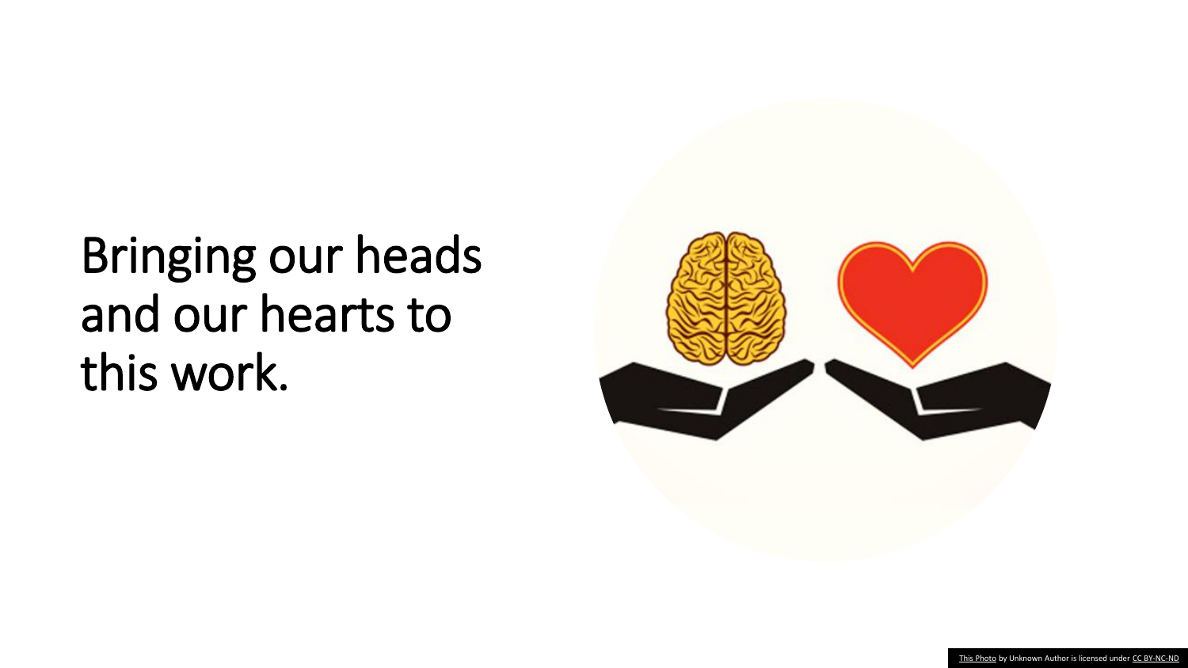# Bringing our heads and our hearts to this work.

This Photo by Unknown Author is licensed under CC BY-NC-ND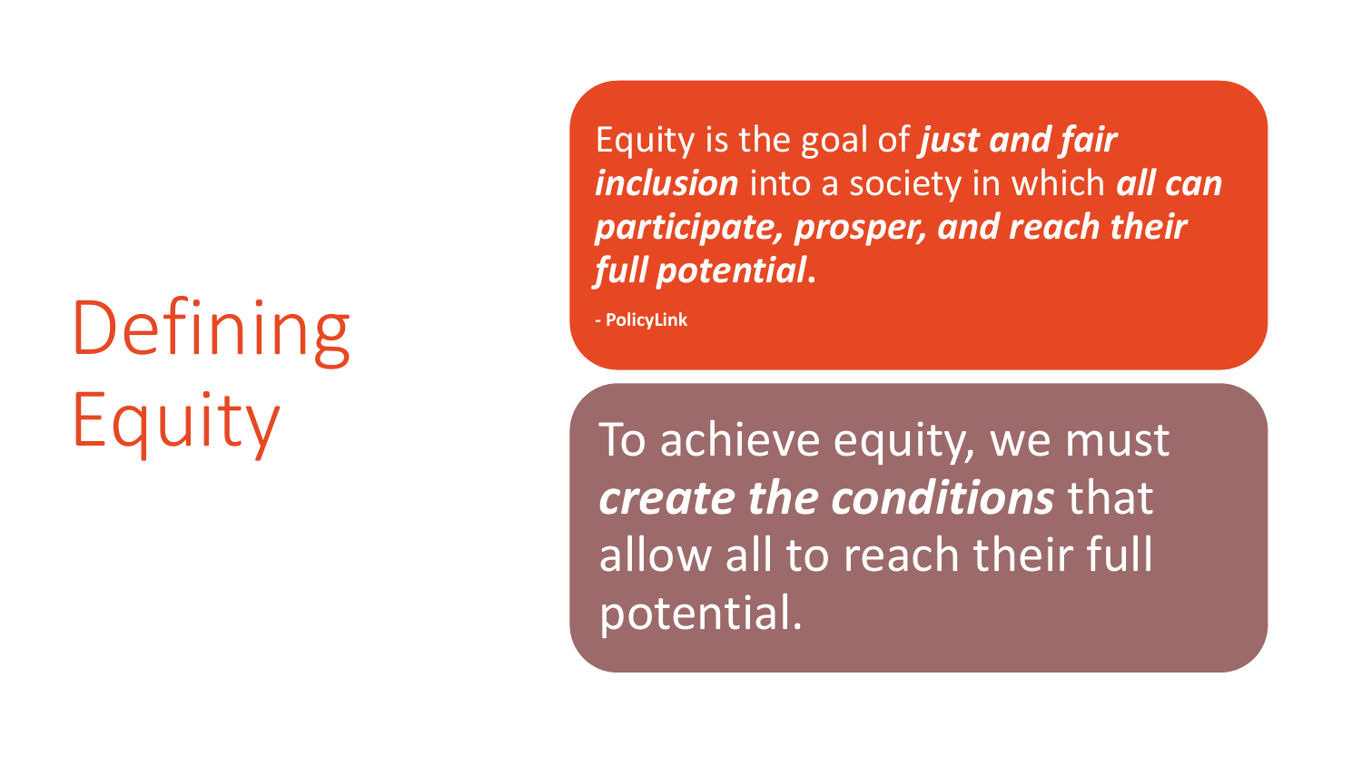# Defining Equity

Equity is the goal of ***just and fair inclusion*** into a society in which ***all can participate, prosper, and reach their full potential***.

**- PolicyLink**

To achieve equity, we must ***create the conditions*** that allow all to reach their full potential.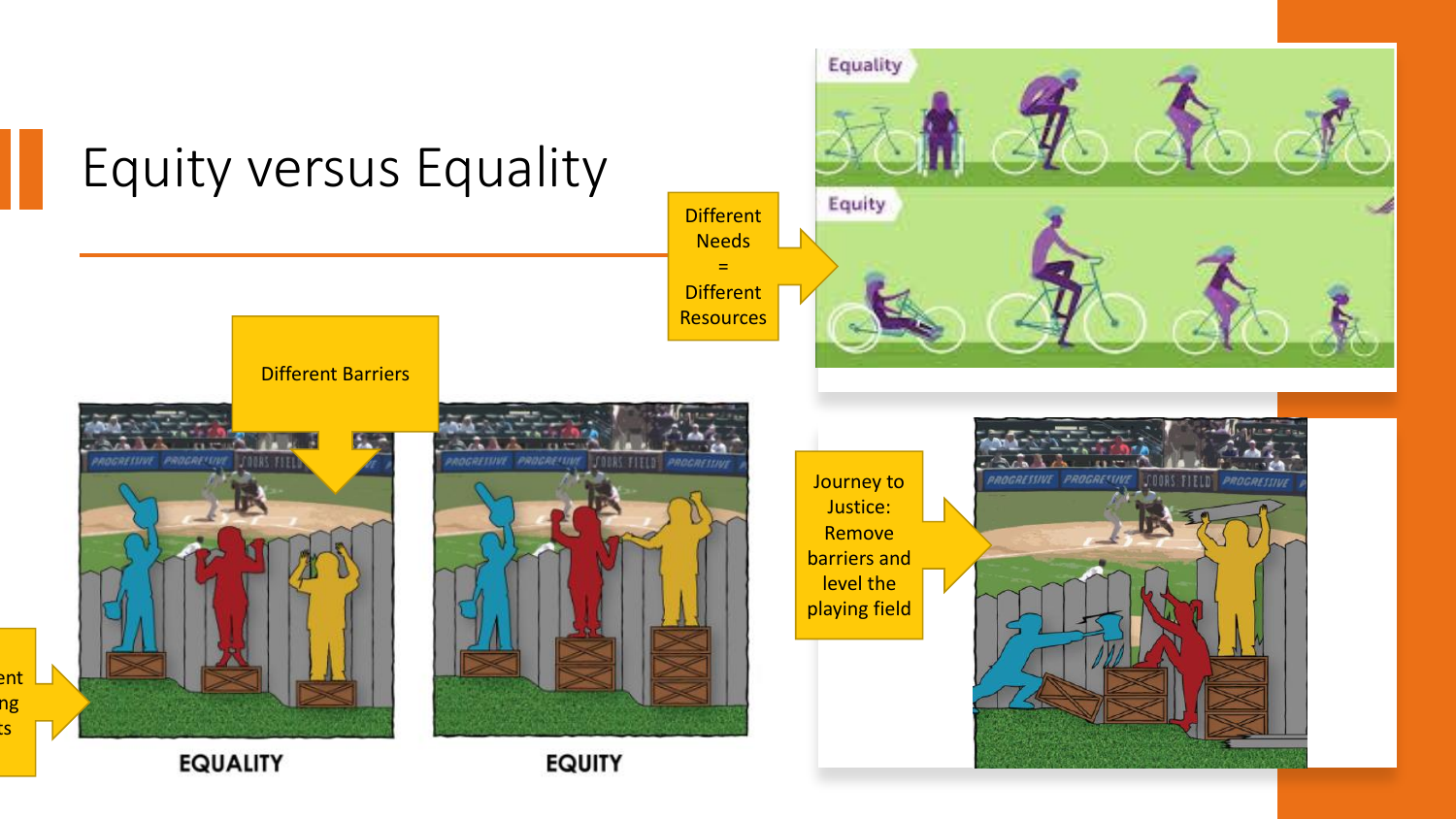# Equity versus Equality

Different Needs = Different Resources

Different Barriers

ent
ng
ts

EQUALITY

EQUITY

Journey to Justice: Remove barriers and level the playing field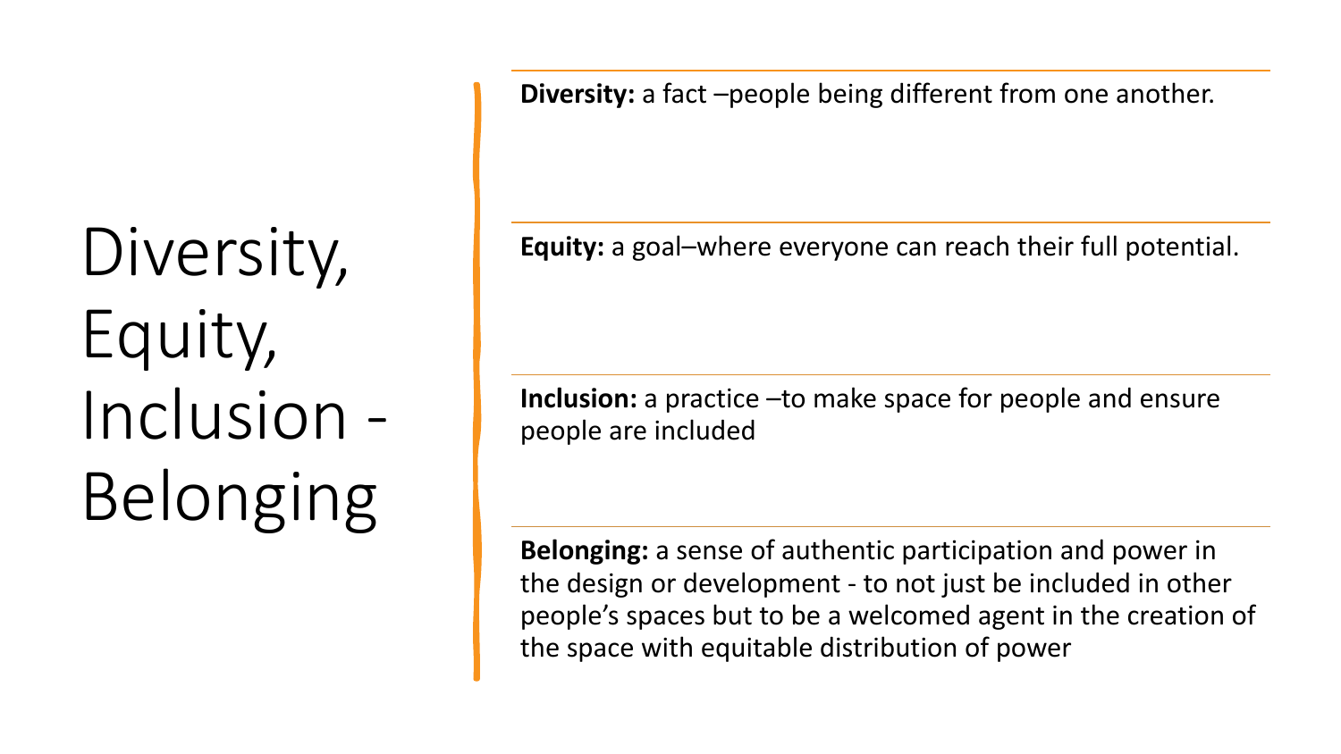# Diversity, Equity, Inclusion - Belonging

**Diversity:** a fact –people being different from one another.

**Equity:** a goal–where everyone can reach their full potential.

**Inclusion:** a practice –to make space for people and ensure people are included

**Belonging:** a sense of authentic participation and power in the design or development - to not just be included in other people's spaces but to be a welcomed agent in the creation of the space with equitable distribution of power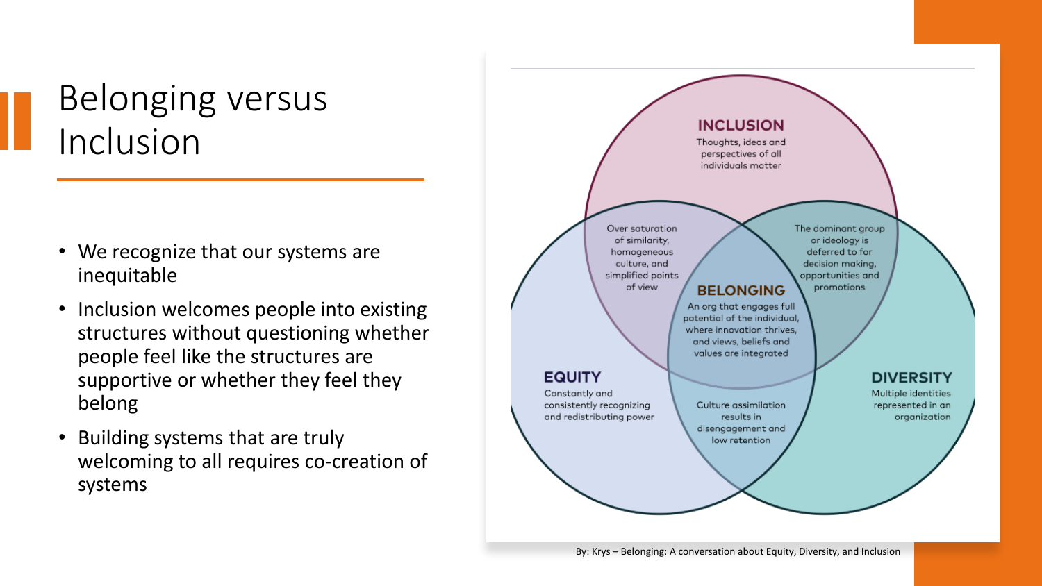# Belonging versus Inclusion

- We recognize that our systems are inequitable
- Inclusion welcomes people into existing structures without questioning whether people feel like the structures are supportive or whether they feel they belong
- Building systems that are truly welcoming to all requires co-creation of systems

**INCLUSION**
Thoughts, ideas and perspectives of all individuals matter

Over saturation of similarity, homogeneous culture, and simplified points of view

The dominant group or ideology is deferred to for decision making, opportunities and promotions

**BELONGING**
An org that engages full potential of the individual, where innovation thrives, and views, beliefs and values are integrated

**EQUITY**
Constantly and consistently recognizing and redistributing power

Culture assimilation results in disengagement and low retention

**DIVERSITY**
Multiple identities represented in an organization

By: Krys – Belonging: A conversation about Equity, Diversity, and Inclusion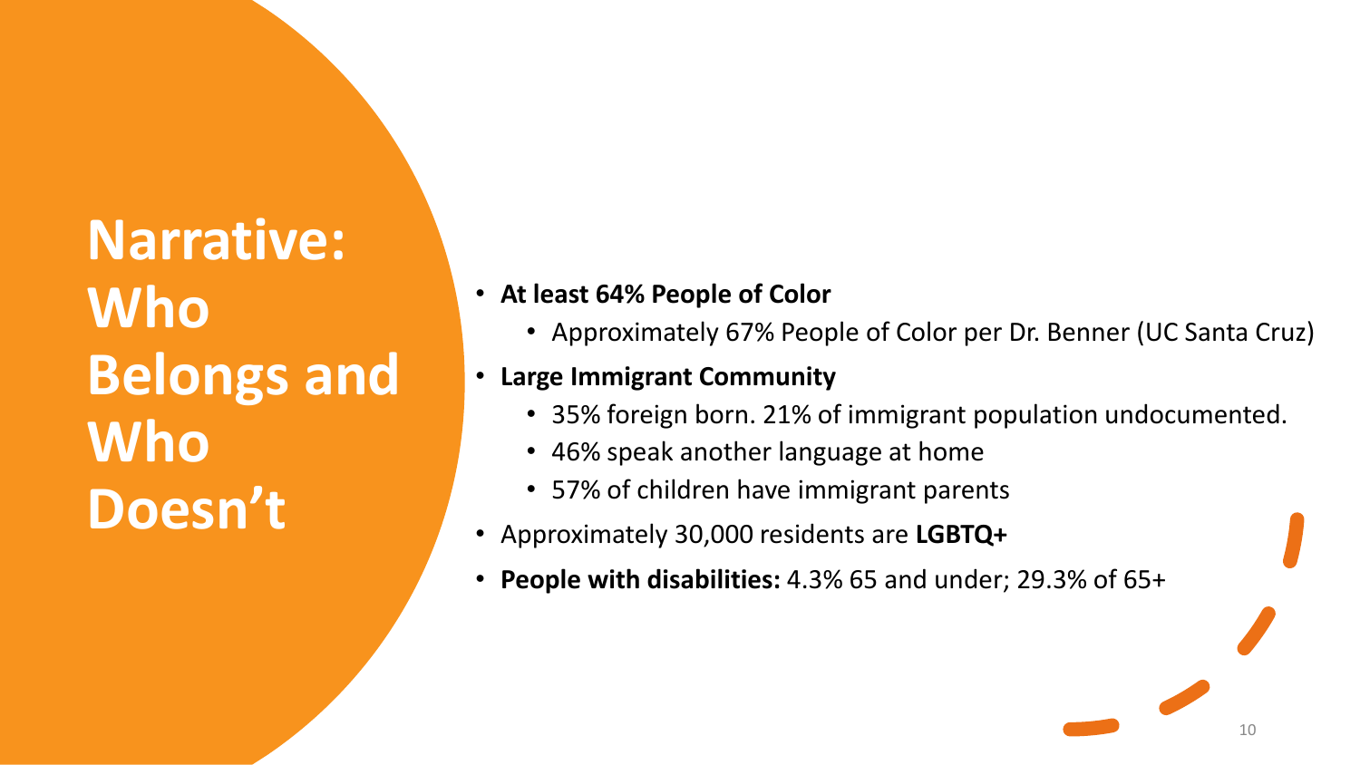# Narrative: Who Belongs and Who Doesn't

- **At least 64% People of Color**
  - Approximately 67% People of Color per Dr. Benner (UC Santa Cruz)
- **Large Immigrant Community**
  - 35% foreign born. 21% of immigrant population undocumented.
  - 46% speak another language at home
  - 57% of children have immigrant parents
- Approximately 30,000 residents are **LGBTQ+**
- **People with disabilities:** 4.3% 65 and under; 29.3% of 65+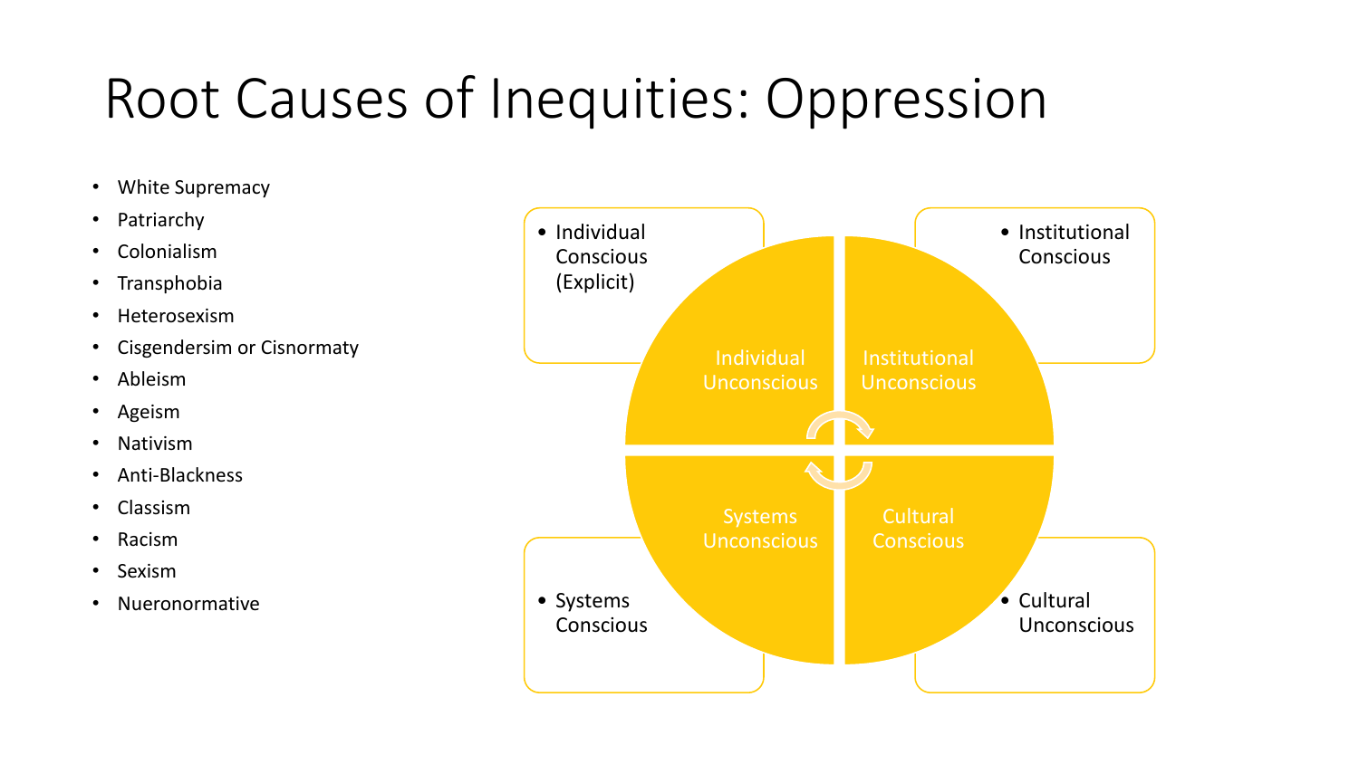# Root Causes of Inequities: Oppression

- White Supremacy
- Patriarchy
- Colonialism
- Transphobia
- Heterosexism
- Cisgendersim or Cisnormaty
- Ableism
- Ageism
- Nativism
- Anti-Blackness
- Classism
- Racism
- Sexism
- Nueronormative

- Individual Conscious (Explicit)
- Institutional Conscious
- Systems Conscious
- Cultural Unconscious

Individual Unconscious

Institutional Unconscious

Systems Unconscious

Cultural Conscious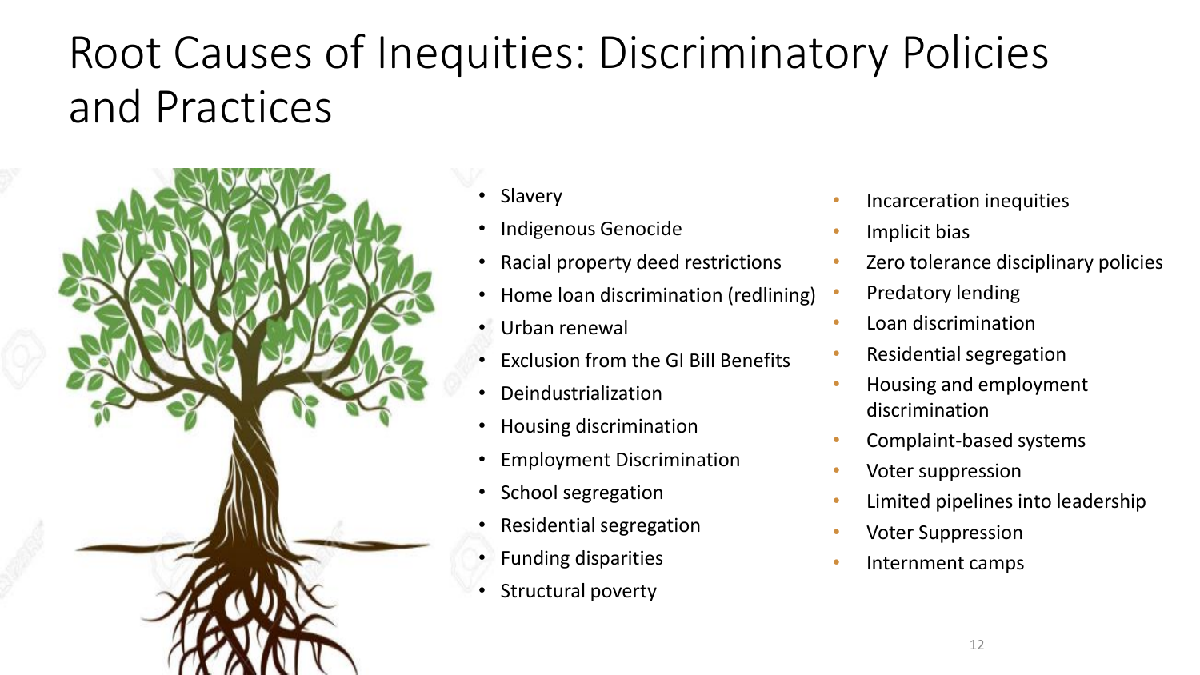# Root Causes of Inequities: Discriminatory Policies and Practices

- Slavery
- Indigenous Genocide
- Racial property deed restrictions
- Home loan discrimination (redlining)
- Urban renewal
- Exclusion from the GI Bill Benefits
- Deindustrialization
- Housing discrimination
- Employment Discrimination
- School segregation
- Residential segregation
- Funding disparities
- Structural poverty

- Incarceration inequities
- Implicit bias
- Zero tolerance disciplinary policies
- Predatory lending
- Loan discrimination
- Residential segregation
- Housing and employment discrimination
- Complaint-based systems
- Voter suppression
- Limited pipelines into leadership
- Voter Suppression
- Internment camps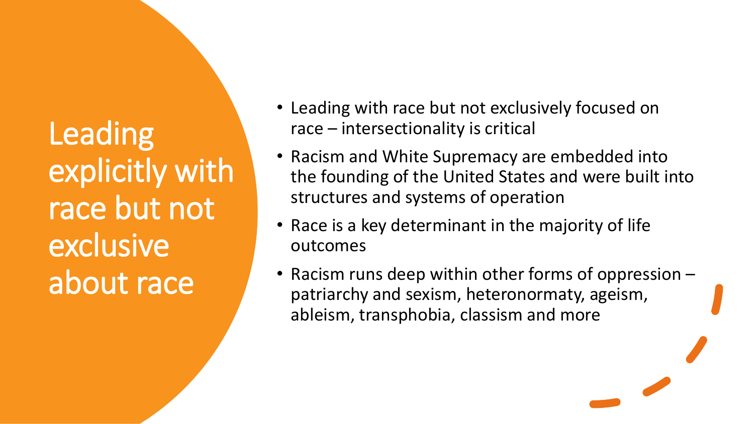# Leading explicitly with race but not exclusive about race

- Leading with race but not exclusively focused on race – intersectionality is critical
- Racism and White Supremacy are embedded into the founding of the United States and were built into structures and systems of operation
- Race is a key determinant in the majority of life outcomes
- Racism runs deep within other forms of oppression – patriarchy and sexism, heteronormaty, ageism, ableism, transphobia, classism and more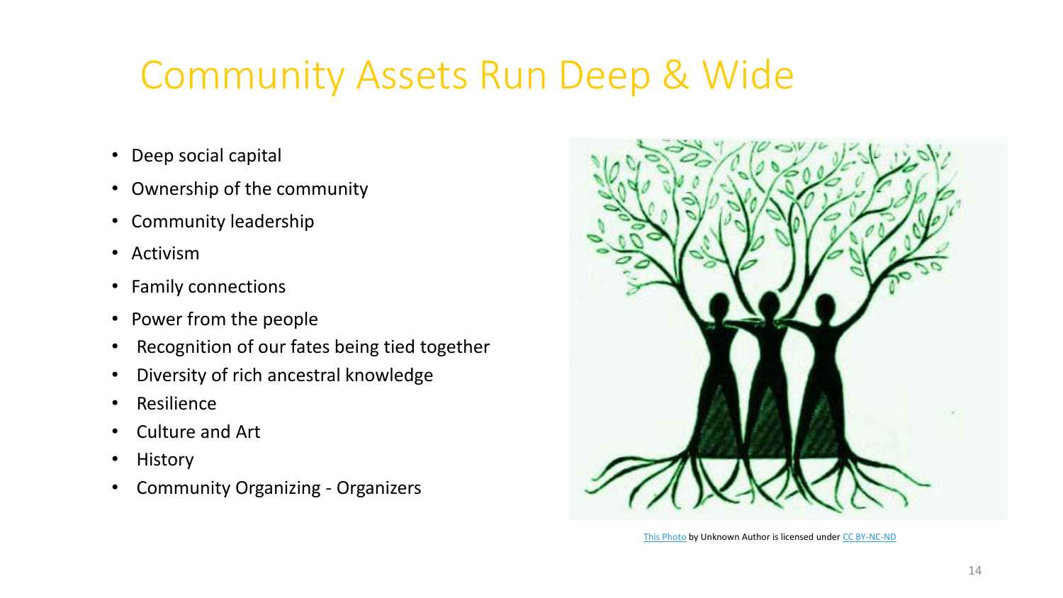# Community Assets Run Deep & Wide

- Deep social capital
- Ownership of the community
- Community leadership
- Activism
- Family connections
- Power from the people
- Recognition of our fates being tied together
- Diversity of rich ancestral knowledge
- Resilience
- Culture and Art
- History
- Community Organizing - Organizers

This Photo by Unknown Author is licensed under CC BY-NC-ND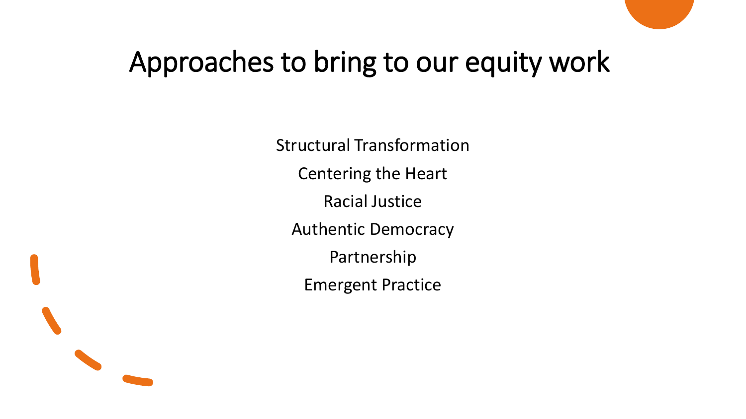# Approaches to bring to our equity work

Structural Transformation

Centering the Heart

Racial Justice

Authentic Democracy

Partnership

Emergent Practice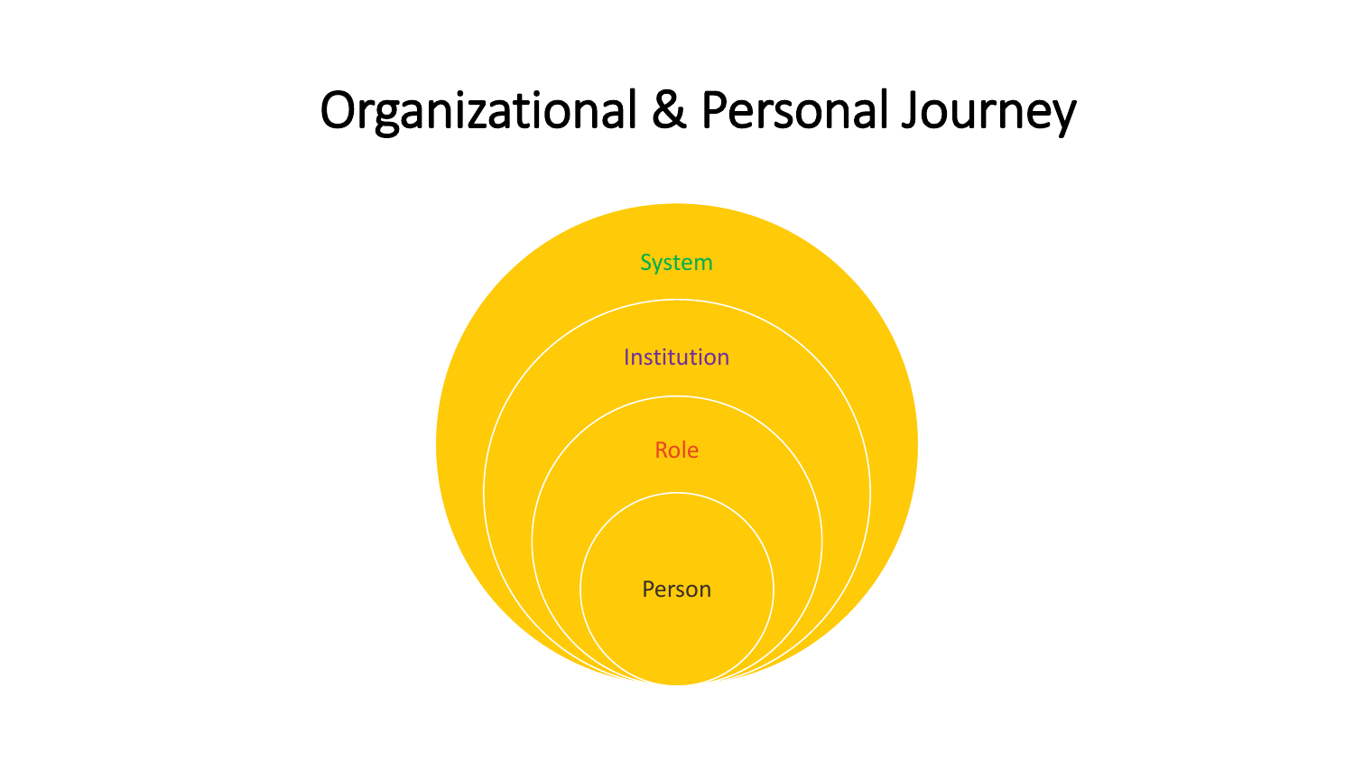# Organizational & Personal Journey

System

Institution

Role

Person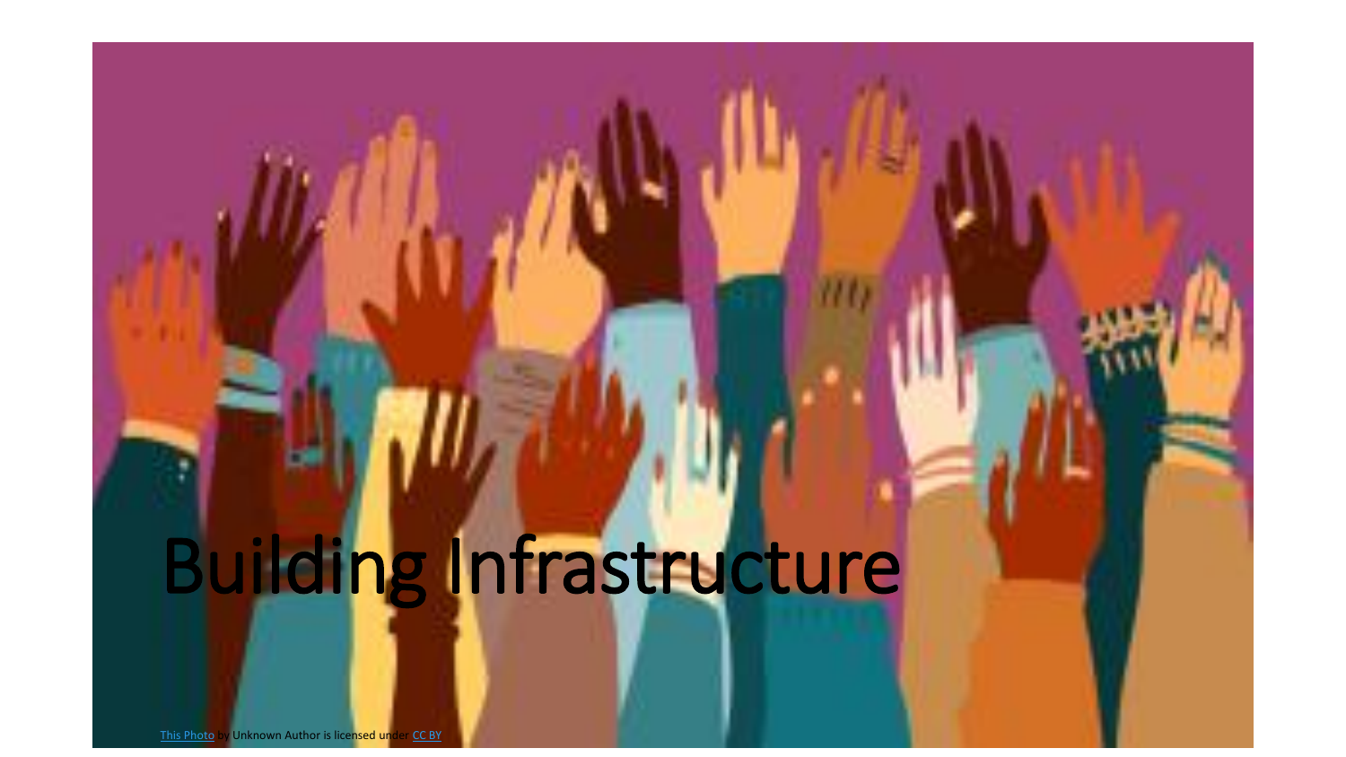# Building Infrastructure

This Photo by Unknown Author is licensed under CC BY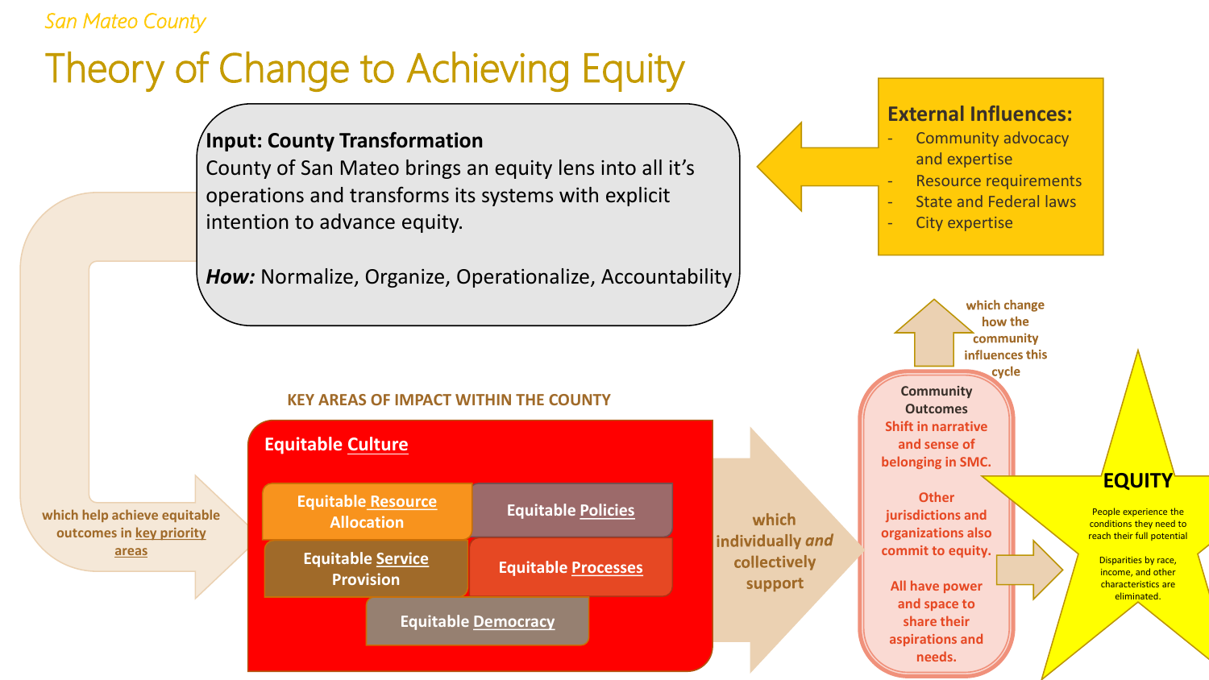San Mateo County

# Theory of Change to Achieving Equity

**Input: County Transformation**
County of San Mateo brings an equity lens into all it's operations and transforms its systems with explicit intention to advance equity.

***How:*** Normalize, Organize, Operationalize, Accountability

**External Influences:**

- Community advocacy and expertise
- Resource requirements
- State and Federal laws
- City expertise

which help achieve equitable outcomes in key priority areas

**KEY AREAS OF IMPACT WITHIN THE COUNTY**

**Equitable Culture**

- Equitable Resource Allocation
- Equitable Policies
- Equitable Service Provision
- Equitable Processes
- Equitable Democracy

which individually *and* collectively support

**Community Outcomes**

Shift in narrative and sense of belonging in SMC.

Other jurisdictions and organizations also commit to equity.

All have power and space to share their aspirations and needs.

which change how the community influences this cycle

**EQUITY**

People experience the conditions they need to reach their full potential

Disparities by race, income, and other characteristics are eliminated.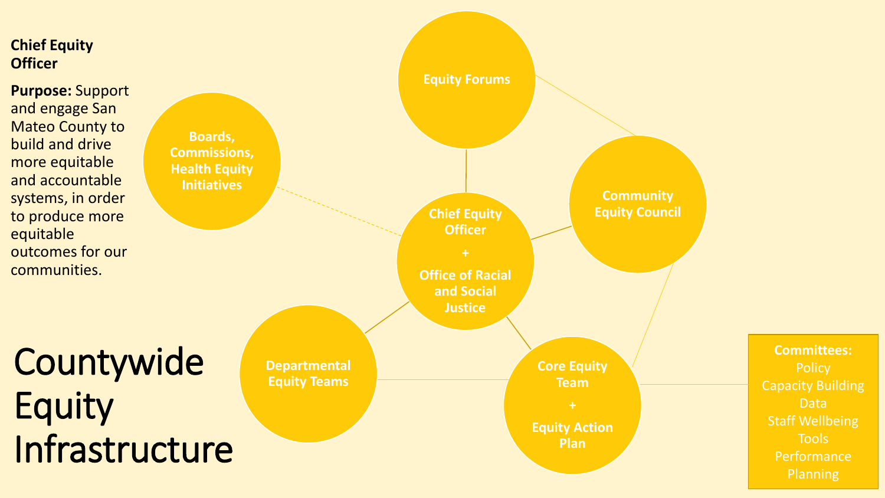# Countywide Equity Infrastructure

**Chief Equity Officer**

**Purpose:** Support and engage San Mateo County to build and drive more equitable and accountable systems, in order to produce more equitable outcomes for our communities.

- Equity Forums
- Boards, Commissions, Health Equity Initiatives
- Chief Equity Officer + Office of Racial and Social Justice
- Community Equity Council
- Departmental Equity Teams
- Core Equity Team + Equity Action Plan

**Committees:**
- Policy
- Capacity Building
- Data
- Staff Wellbeing
- Tools
- Performance
- Planning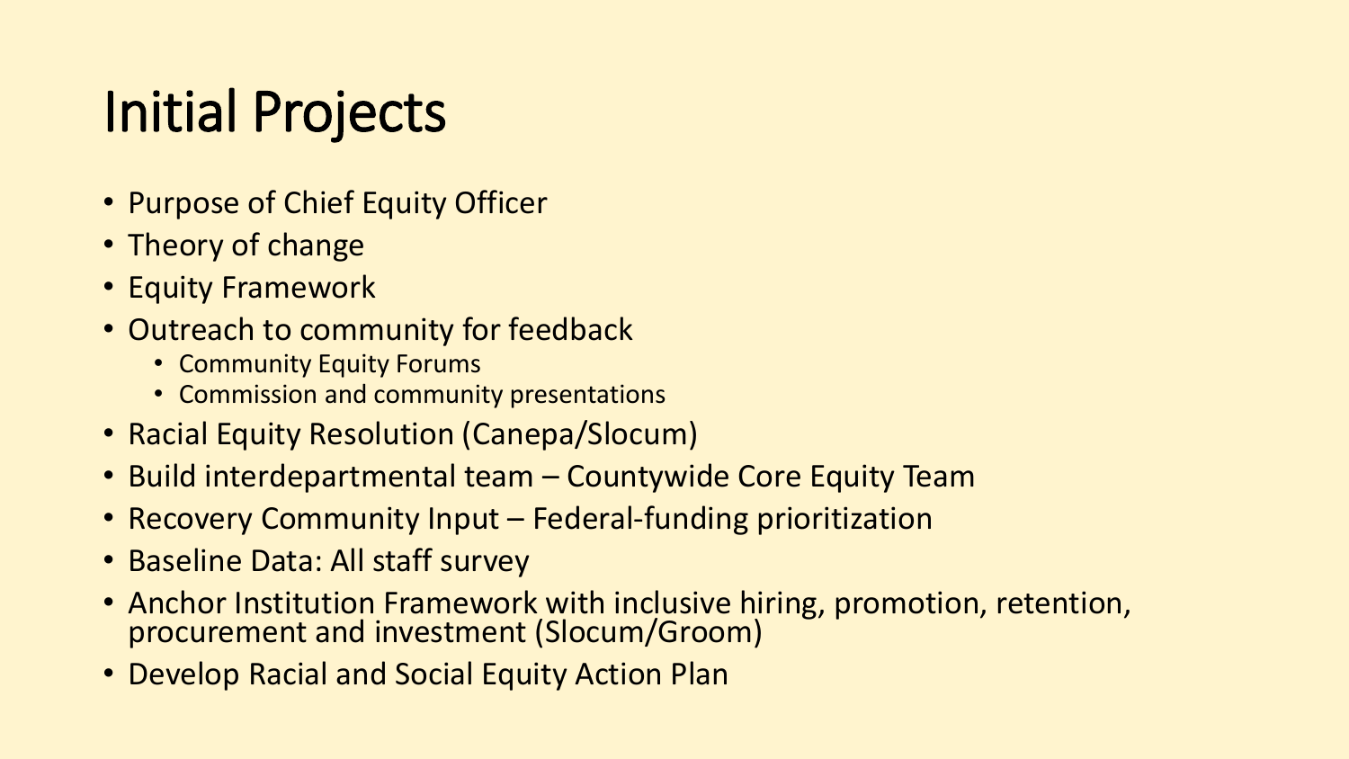# Initial Projects

- Purpose of Chief Equity Officer
- Theory of change
- Equity Framework
- Outreach to community for feedback
  - Community Equity Forums
  - Commission and community presentations
- Racial Equity Resolution (Canepa/Slocum)
- Build interdepartmental team – Countywide Core Equity Team
- Recovery Community Input – Federal-funding prioritization
- Baseline Data: All staff survey
- Anchor Institution Framework with inclusive hiring, promotion, retention, procurement and investment (Slocum/Groom)
- Develop Racial and Social Equity Action Plan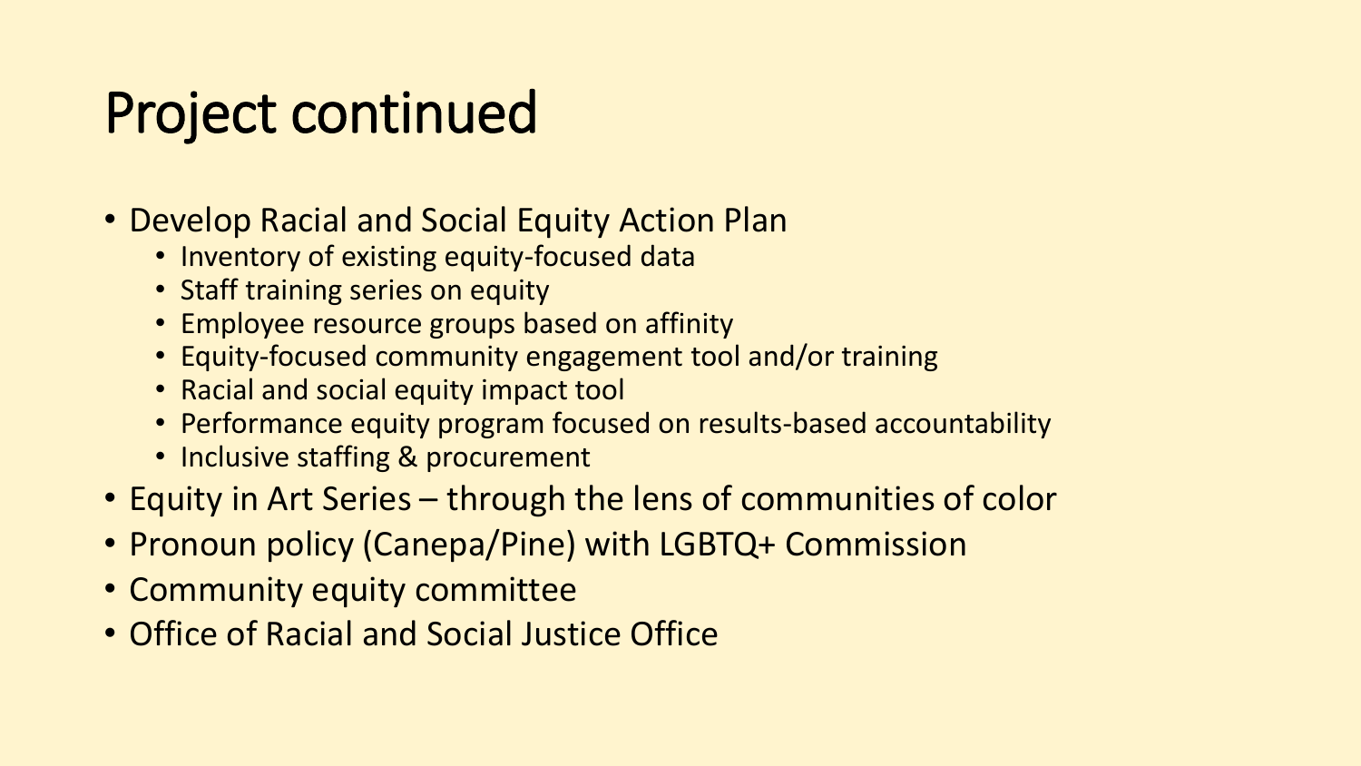# Project continued

- Develop Racial and Social Equity Action Plan
  - Inventory of existing equity-focused data
  - Staff training series on equity
  - Employee resource groups based on affinity
  - Equity-focused community engagement tool and/or training
  - Racial and social equity impact tool
  - Performance equity program focused on results-based accountability
  - Inclusive staffing & procurement
- Equity in Art Series – through the lens of communities of color
- Pronoun policy (Canepa/Pine) with LGBTQ+ Commission
- Community equity committee
- Office of Racial and Social Justice Office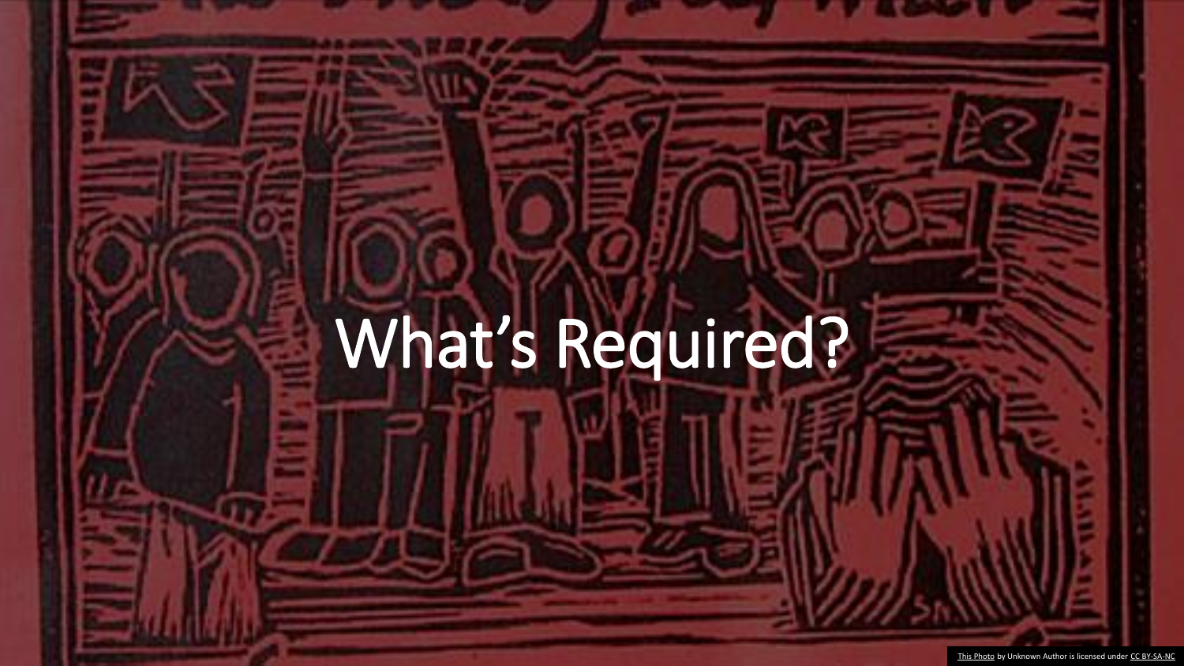# What's Required?

This Photo by Unknown Author is licensed under CC BY-SA-NC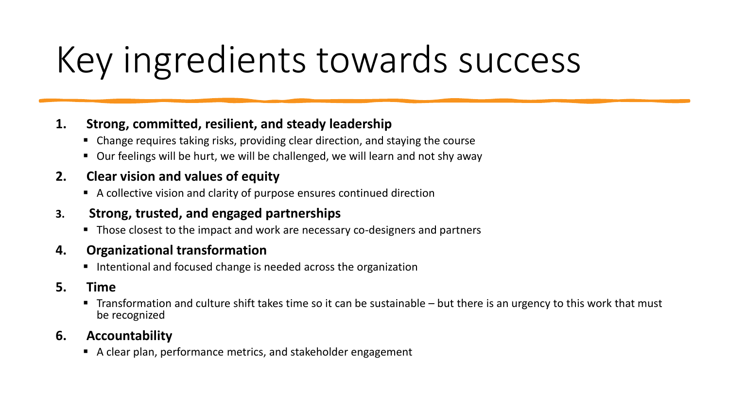# Key ingredients towards success

1. **Strong, committed, resilient, and steady leadership**
   - Change requires taking risks, providing clear direction, and staying the course
   - Our feelings will be hurt, we will be challenged, we will learn and not shy away
2. **Clear vision and values of equity**
   - A collective vision and clarity of purpose ensures continued direction
3. **Strong, trusted, and engaged partnerships**
   - Those closest to the impact and work are necessary co-designers and partners
4. **Organizational transformation**
   - Intentional and focused change is needed across the organization
5. **Time**
   - Transformation and culture shift takes time so it can be sustainable – but there is an urgency to this work that must be recognized
6. **Accountability**
   - A clear plan, performance metrics, and stakeholder engagement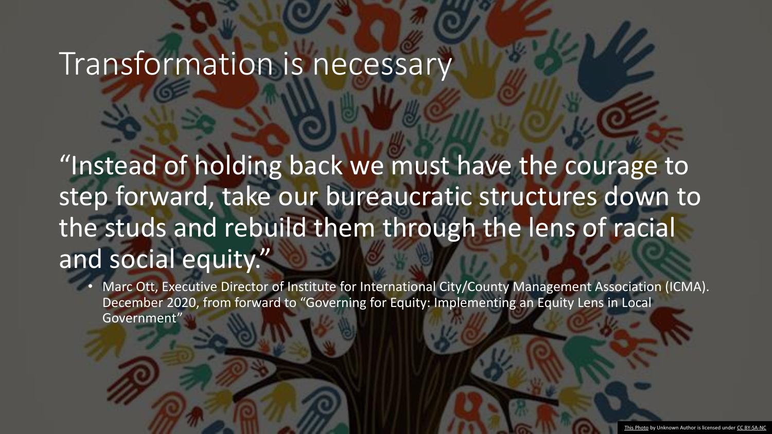# Transformation is necessary

"Instead of holding back we must have the courage to step forward, take our bureaucratic structures down to the studs and rebuild them through the lens of racial and social equity."

- Marc Ott, Executive Director of Institute for International City/County Management Association (ICMA). December 2020, from forward to "Governing for Equity: Implementing an Equity Lens in Local Government"

This Photo by Unknown Author is licensed under CC BY-SA-NC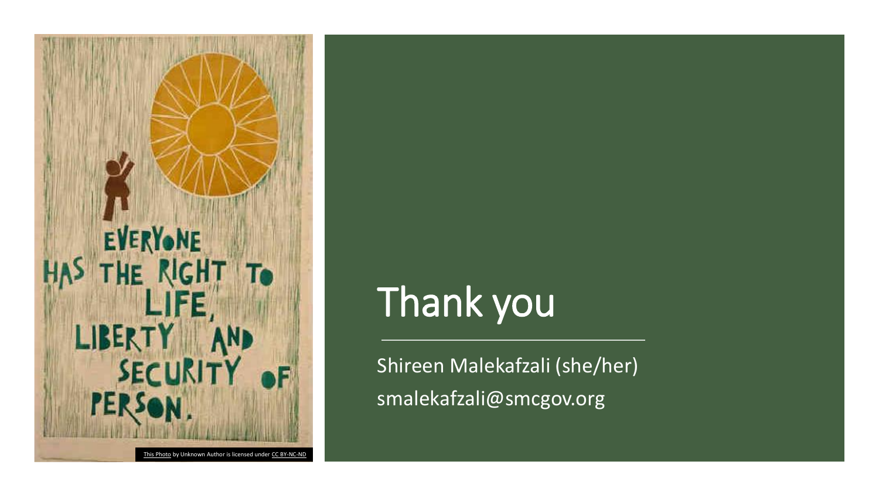# Thank you

Shireen Malekafzali (she/her)

smalekafzali@smcgov.org

This Photo by Unknown Author is licensed under CC BY-NC-ND